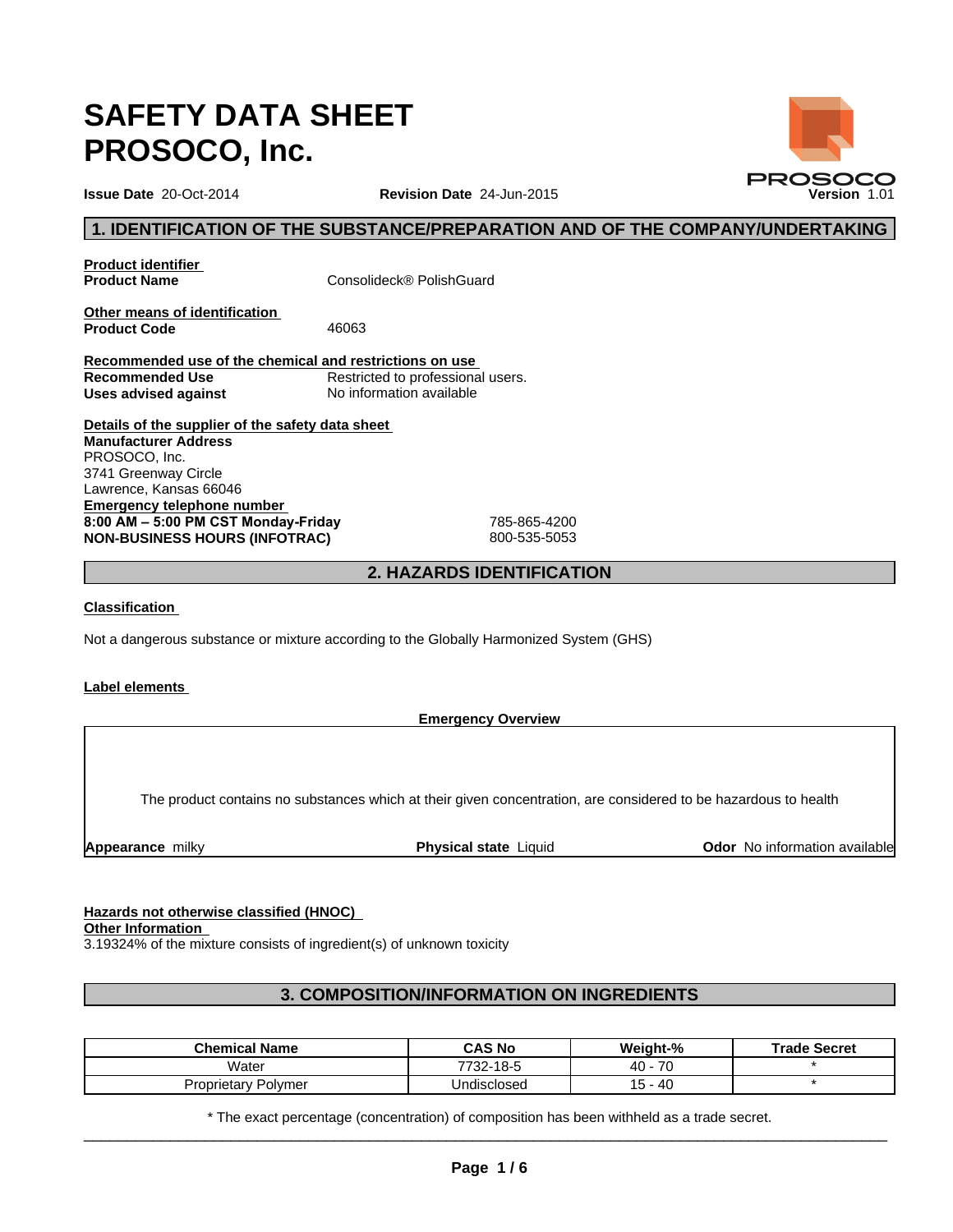# SAFETY DATA SHEET
# PROSOCO, Inc.

**Issue Date** 20-Oct-2014 **Revision Date** 24-Jun-2015 **Version** 1.01

## 1. IDENTIFICATION OF THE SUBSTANCE/PREPARATION AND OF THE COMPANY/UNDERTAKING

**Product identifier**

**Product Name** Consolideck® PolishGuard

**Other means of identification**

**Product Code** 46063

**Recommended use of the chemical and restrictions on use**

**Recommended Use** Restricted to professional users.

**Uses advised against** No information available

**Details of the supplier of the safety data sheet**

**Manufacturer Address**
PROSOCO, Inc.
3741 Greenway Circle
Lawrence, Kansas 66046

**Emergency telephone number**

**8:00 AM – 5:00 PM CST Monday-Friday** 785-865-4200

**NON-BUSINESS HOURS (INFOTRAC)** 800-535-5053

## 2. HAZARDS IDENTIFICATION

**Classification**

Not a dangerous substance or mixture according to the Globally Harmonized System (GHS)

**Label elements**

**Emergency Overview**

The product contains no substances which at their given concentration, are considered to be hazardous to health

**Appearance** milky **Physical state** Liquid **Odor** No information available

**Hazards not otherwise classified (HNOC)**

**Other Information**

3.19324% of the mixture consists of ingredient(s) of unknown toxicity

## 3. COMPOSITION/INFORMATION ON INGREDIENTS

| Chemical Name | CAS No | Weight-% | Trade Secret |
|---|---|---|---|
| Water | 7732-18-5 | 40 - 70 | * |
| Proprietary Polymer | Undisclosed | 15 - 40 | * |

* The exact percentage (concentration) of composition has been withheld as a trade secret.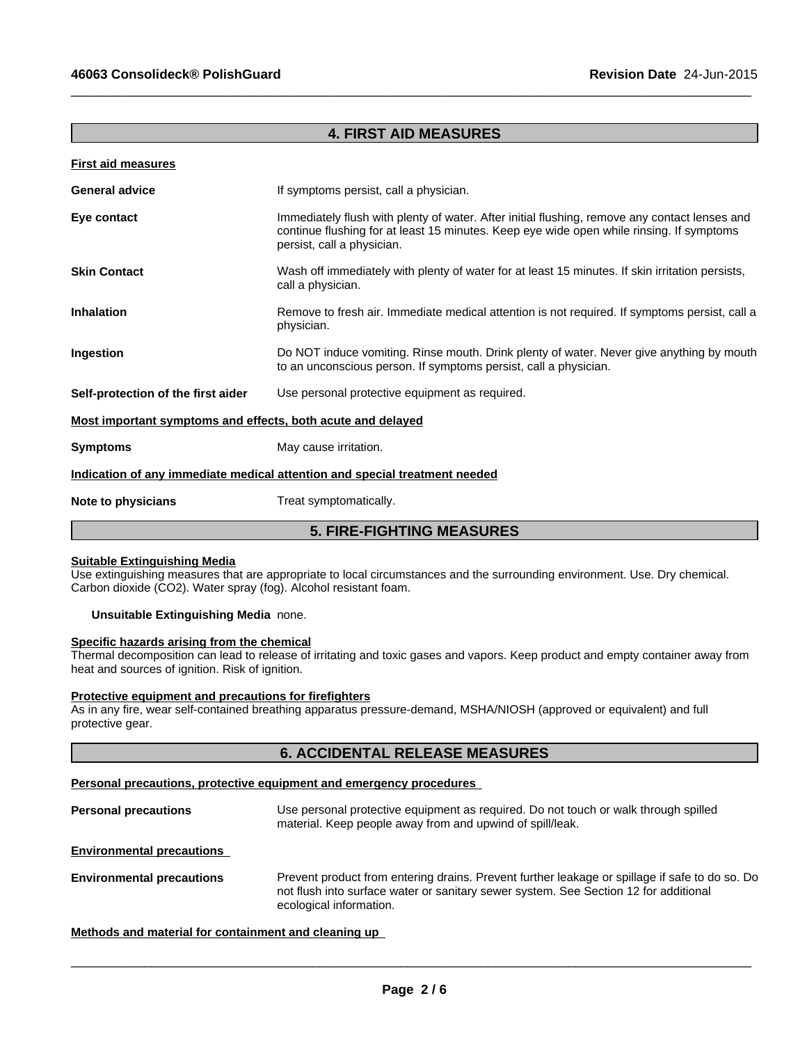## 4. FIRST AID MEASURES

**First aid measures**

**General advice** If symptoms persist, call a physician.

**Eye contact** Immediately flush with plenty of water. After initial flushing, remove any contact lenses and continue flushing for at least 15 minutes. Keep eye wide open while rinsing. If symptoms persist, call a physician.

**Skin Contact** Wash off immediately with plenty of water for at least 15 minutes. If skin irritation persists, call a physician.

**Inhalation** Remove to fresh air. Immediate medical attention is not required. If symptoms persist, call a physician.

**Ingestion** Do NOT induce vomiting. Rinse mouth. Drink plenty of water. Never give anything by mouth to an unconscious person. If symptoms persist, call a physician.

**Self-protection of the first aider** Use personal protective equipment as required.

**Most important symptoms and effects, both acute and delayed**

**Symptoms** May cause irritation.

**Indication of any immediate medical attention and special treatment needed**

**Note to physicians** Treat symptomatically.

## 5. FIRE-FIGHTING MEASURES

**Suitable Extinguishing Media**

Use extinguishing measures that are appropriate to local circumstances and the surrounding environment. Use. Dry chemical. Carbon dioxide ($CO_2$). Water spray (fog). Alcohol resistant foam.

**Unsuitable Extinguishing Media** none.

**Specific hazards arising from the chemical**

Thermal decomposition can lead to release of irritating and toxic gases and vapors. Keep product and empty container away from heat and sources of ignition. Risk of ignition.

**Protective equipment and precautions for firefighters**

As in any fire, wear self-contained breathing apparatus pressure-demand, MSHA/NIOSH (approved or equivalent) and full protective gear.

## 6. ACCIDENTAL RELEASE MEASURES

**Personal precautions, protective equipment and emergency procedures**

**Personal precautions** Use personal protective equipment as required. Do not touch or walk through spilled material. Keep people away from and upwind of spill/leak.

**Environmental precautions**

**Environmental precautions** Prevent product from entering drains. Prevent further leakage or spillage if safe to do so. Do not flush into surface water or sanitary sewer system. See Section 12 for additional ecological information.

**Methods and material for containment and cleaning up**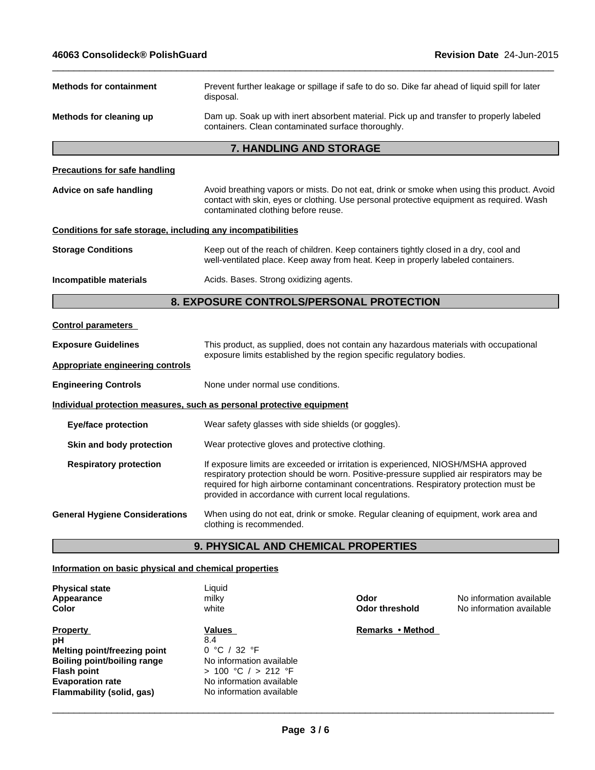**Methods for containment** Prevent further leakage or spillage if safe to do so. Dike far ahead of liquid spill for later disposal.

**Methods for cleaning up** Dam up. Soak up with inert absorbent material. Pick up and transfer to properly labeled containers. Clean contaminated surface thoroughly.

## 7. HANDLING AND STORAGE

**Precautions for safe handling**

**Advice on safe handling** Avoid breathing vapors or mists. Do not eat, drink or smoke when using this product. Avoid contact with skin, eyes or clothing. Use personal protective equipment as required. Wash contaminated clothing before reuse.

**Conditions for safe storage, including any incompatibilities**

**Storage Conditions** Keep out of the reach of children. Keep containers tightly closed in a dry, cool and well-ventilated place. Keep away from heat. Keep in properly labeled containers.

**Incompatible materials** Acids. Bases. Strong oxidizing agents.

## 8. EXPOSURE CONTROLS/PERSONAL PROTECTION

**Control parameters**

**Exposure Guidelines** This product, as supplied, does not contain any hazardous materials with occupational exposure limits established by the region specific regulatory bodies.

**Appropriate engineering controls**

**Engineering Controls** None under normal use conditions.

**Individual protection measures, such as personal protective equipment**

**Eye/face protection** Wear safety glasses with side shields (or goggles).

**Skin and body protection** Wear protective gloves and protective clothing.

**Respiratory protection** If exposure limits are exceeded or irritation is experienced, NIOSH/MSHA approved respiratory protection should be worn. Positive-pressure supplied air respirators may be required for high airborne contaminant concentrations. Respiratory protection must be provided in accordance with current local regulations.

**General Hygiene Considerations** When using do not eat, drink or smoke. Regular cleaning of equipment, work area and clothing is recommended.

## 9. PHYSICAL AND CHEMICAL PROPERTIES

**Information on basic physical and chemical properties**

| | | | |
|---|---|---|---|
| **Physical state** | Liquid | | |
| **Appearance** | milky | **Odor** | No information available |
| **Color** | white | **Odor threshold** | No information available |

| **Property** | **Values** | **Remarks • Method** |
|---|---|---|
| **pH** | 8.4 | |
| **Melting point/freezing point** | 0 °C / 32 °F | |
| **Boiling point/boiling range** | No information available | |
| **Flash point** | > 100 °C / > 212 °F | |
| **Evaporation rate** | No information available | |
| **Flammability (solid, gas)** | No information available | |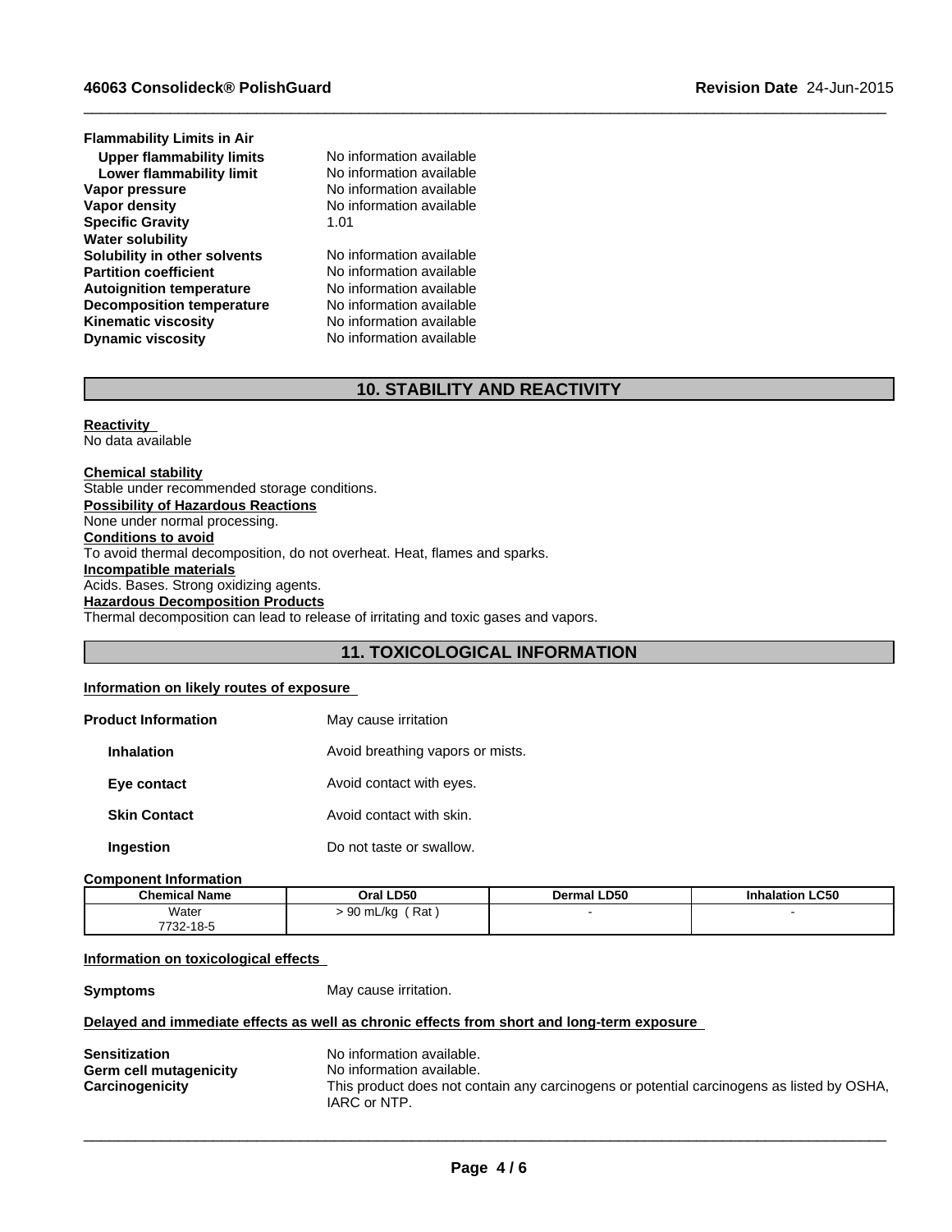**Flammability Limits in Air**

| | |
|---|---|
| **Upper flammability limits** | No information available |
| **Lower flammability limit** | No information available |
| **Vapor pressure** | No information available |
| **Vapor density** | No information available |
| **Specific Gravity** | 1.01 |
| **Water solubility** | |
| **Solubility in other solvents** | No information available |
| **Partition coefficient** | No information available |
| **Autoignition temperature** | No information available |
| **Decomposition temperature** | No information available |
| **Kinematic viscosity** | No information available |
| **Dynamic viscosity** | No information available |

## 10. STABILITY AND REACTIVITY

**Reactivity**
No data available

**Chemical stability**
Stable under recommended storage conditions.

**Possibility of Hazardous Reactions**
None under normal processing.

**Conditions to avoid**
To avoid thermal decomposition, do not overheat. Heat, flames and sparks.

**Incompatible materials**
Acids. Bases. Strong oxidizing agents.

**Hazardous Decomposition Products**
Thermal decomposition can lead to release of irritating and toxic gases and vapors.

## 11. TOXICOLOGICAL INFORMATION

**Information on likely routes of exposure**

**Product Information** May cause irritation

| | |
|---|---|
| **Inhalation** | Avoid breathing vapors or mists. |
| **Eye contact** | Avoid contact with eyes. |
| **Skin Contact** | Avoid contact with skin. |
| **Ingestion** | Do not taste or swallow. |

**Component Information**

| Chemical Name | Oral LD50 | Dermal LD50 | Inhalation LC50 |
|---|---|---|---|
| Water<br>7732-18-5 | > 90 mL/kg ( Rat ) | - | - |

**Information on toxicological effects**

**Symptoms** May cause irritation.

**Delayed and immediate effects as well as chronic effects from short and long-term exposure**

| | |
|---|---|
| **Sensitization** | No information available. |
| **Germ cell mutagenicity** | No information available. |
| **Carcinogenicity** | This product does not contain any carcinogens or potential carcinogens as listed by OSHA, IARC or NTP. |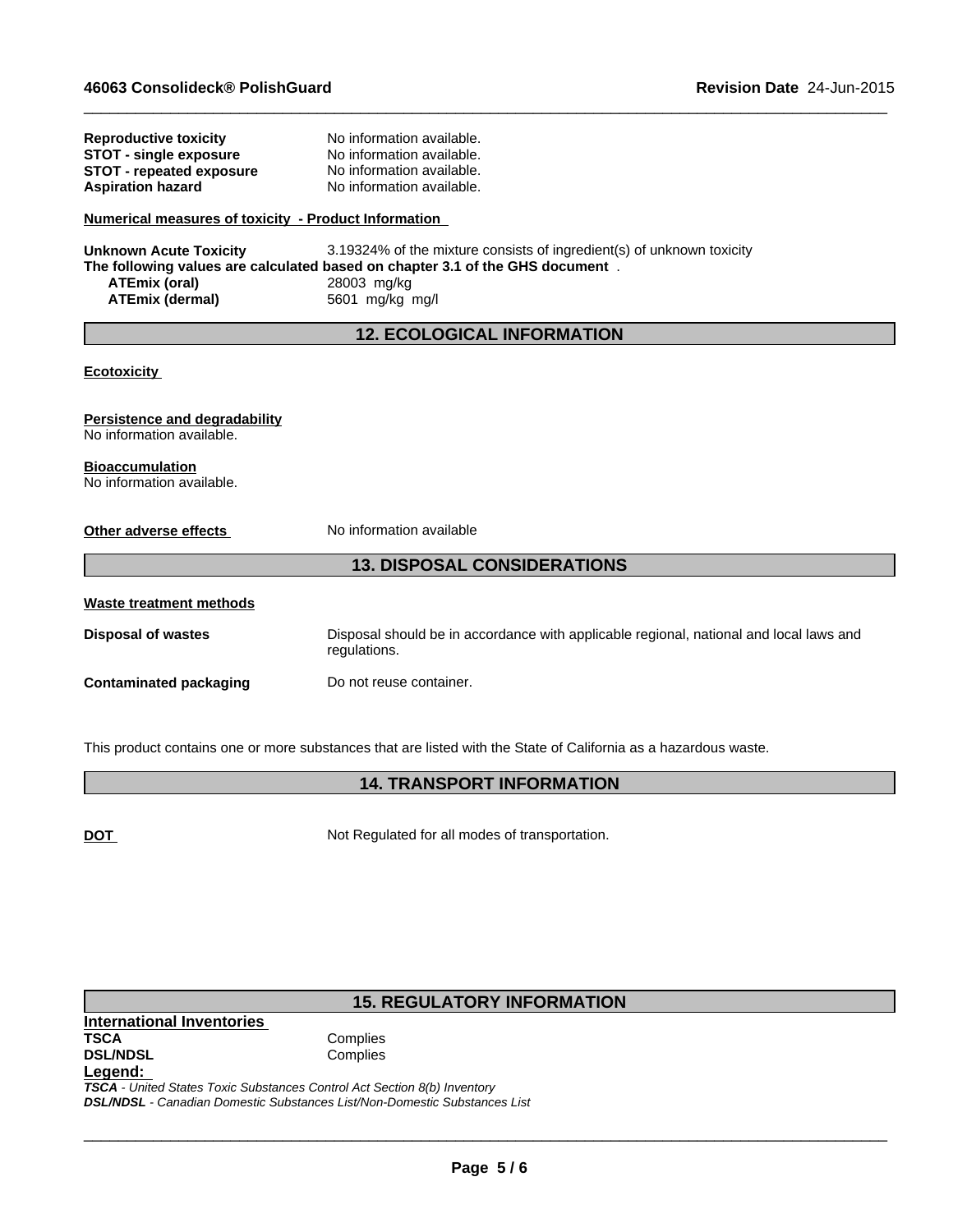**Reproductive toxicity** No information available.
**STOT - single exposure** No information available.
**STOT - repeated exposure** No information available.
**Aspiration hazard** No information available.

**Numerical measures of toxicity - Product Information**

**Unknown Acute Toxicity** 3.19324% of the mixture consists of ingredient(s) of unknown toxicity
**The following values are calculated based on chapter 3.1 of the GHS document** .

**ATEmix (oral)** 28003 mg/kg
**ATEmix (dermal)** 5601 mg/kg mg/l

## 12. ECOLOGICAL INFORMATION

**Ecotoxicity**

**Persistence and degradability**
No information available.

**Bioaccumulation**
No information available.

**Other adverse effects** No information available

## 13. DISPOSAL CONSIDERATIONS

**Waste treatment methods**

**Disposal of wastes** Disposal should be in accordance with applicable regional, national and local laws and regulations.

**Contaminated packaging** Do not reuse container.

This product contains one or more substances that are listed with the State of California as a hazardous waste.

## 14. TRANSPORT INFORMATION

**DOT** Not Regulated for all modes of transportation.

## 15. REGULATORY INFORMATION

**International Inventories**
**TSCA** Complies
**DSL/NDSL** Complies
**Legend:**
***TSCA*** *- United States Toxic Substances Control Act Section 8(b) Inventory*
***DSL/NDSL*** *- Canadian Domestic Substances List/Non-Domestic Substances List*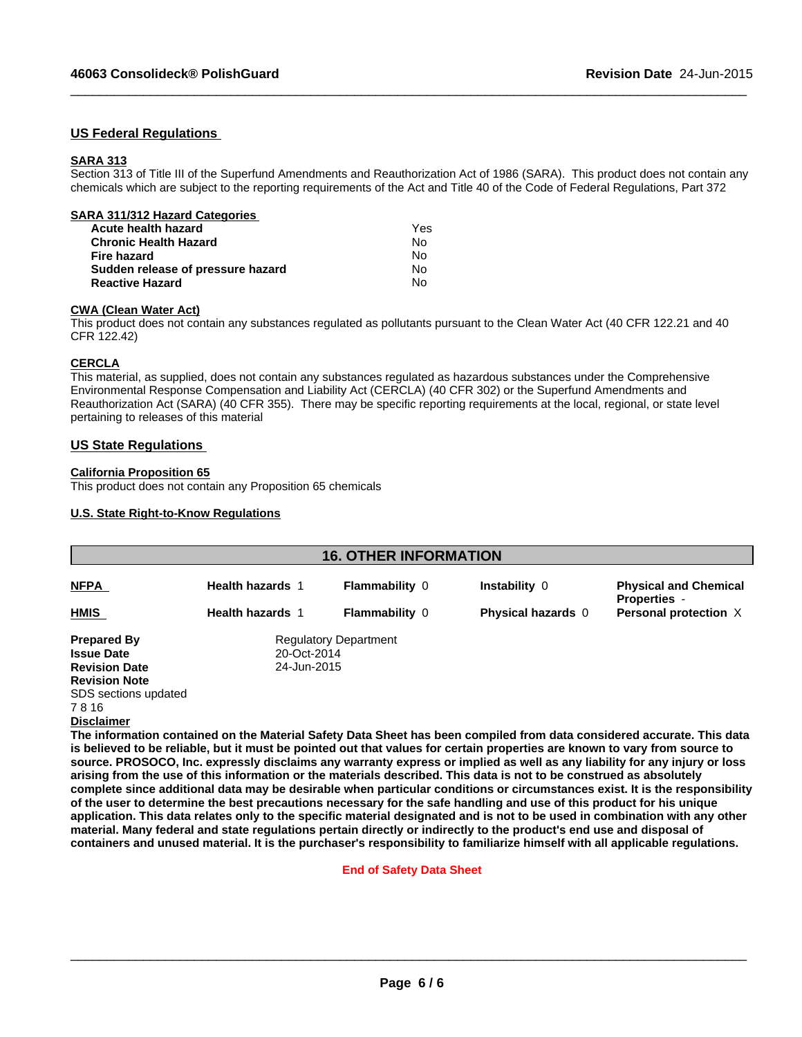## US Federal Regulations

**SARA 313**

Section 313 of Title III of the Superfund Amendments and Reauthorization Act of 1986 (SARA). This product does not contain any chemicals which are subject to the reporting requirements of the Act and Title 40 of the Code of Federal Regulations, Part 372

**SARA 311/312 Hazard Categories**

| | |
|---|---|
| **Acute health hazard** | Yes |
| **Chronic Health Hazard** | No |
| **Fire hazard** | No |
| **Sudden release of pressure hazard** | No |
| **Reactive Hazard** | No |

**CWA (Clean Water Act)**

This product does not contain any substances regulated as pollutants pursuant to the Clean Water Act (40 CFR 122.21 and 40 CFR 122.42)

**CERCLA**

This material, as supplied, does not contain any substances regulated as hazardous substances under the Comprehensive Environmental Response Compensation and Liability Act (CERCLA) (40 CFR 302) or the Superfund Amendments and Reauthorization Act (SARA) (40 CFR 355). There may be specific reporting requirements at the local, regional, or state level pertaining to releases of this material

## US State Regulations

**California Proposition 65**

This product does not contain any Proposition 65 chemicals

**U.S. State Right-to-Know Regulations**

## 16. OTHER INFORMATION

| | | | | |
|---|---|---|---|---|
| **NFPA** | **Health hazards** 1 | **Flammability** 0 | **Instability** 0 | **Physical and Chemical Properties** - |
| **HMIS** | **Health hazards** 1 | **Flammability** 0 | **Physical hazards** 0 | **Personal protection** X |

| | |
|---|---|
| **Prepared By** | Regulatory Department |
| **Issue Date** | 20-Oct-2014 |
| **Revision Date** | 24-Jun-2015 |

**Revision Note**

SDS sections updated

7 8 16

**Disclaimer**

**The information contained on the Material Safety Data Sheet has been compiled from data considered accurate. This data is believed to be reliable, but it must be pointed out that values for certain properties are known to vary from source to source. PROSOCO, Inc. expressly disclaims any warranty express or implied as well as any liability for any injury or loss arising from the use of this information or the materials described. This data is not to be construed as absolutely complete since additional data may be desirable when particular conditions or circumstances exist. It is the responsibility of the user to determine the best precautions necessary for the safe handling and use of this product for his unique application. This data relates only to the specific material designated and is not to be used in combination with any other material. Many federal and state regulations pertain directly or indirectly to the product's end use and disposal of containers and unused material. It is the purchaser's responsibility to familiarize himself with all applicable regulations.**

**End of Safety Data Sheet**